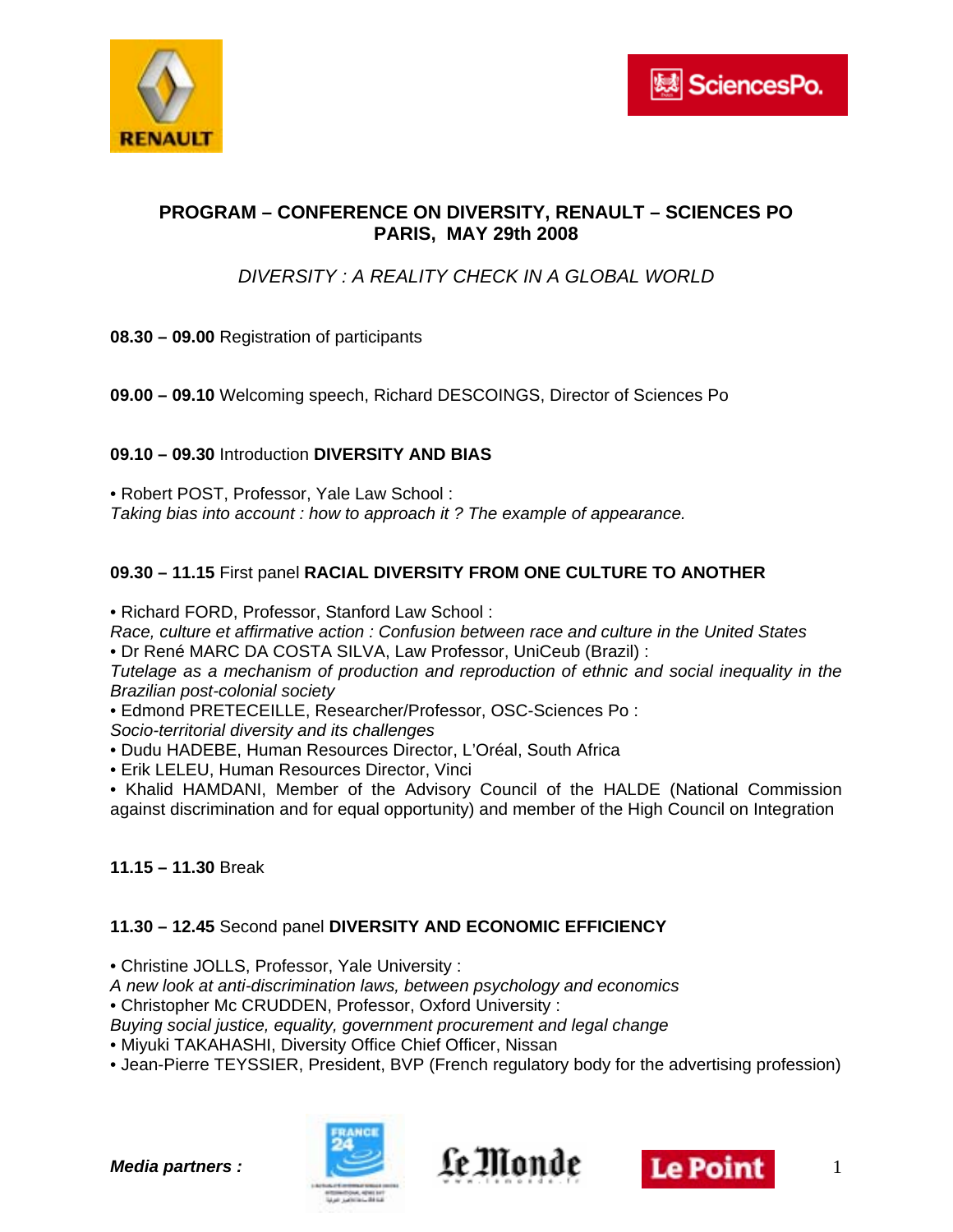# PROGRAM – CONFERENCE ON DIVERSITY, RENAULT – SCIENCES PO
## PARIS, MAY 29th 2008

*DIVERSITY : A REALITY CHECK IN A GLOBAL WORLD*

**08.30 – 09.00** Registration of participants

**09.00 – 09.10** Welcoming speech, Richard DESCOINGS, Director of Sciences Po

**09.10 – 09.30** Introduction **DIVERSITY AND BIAS**

• Robert POST, Professor, Yale Law School :
*Taking bias into account : how to approach it ? The example of appearance.*

**09.30 – 11.15** First panel **RACIAL DIVERSITY FROM ONE CULTURE TO ANOTHER**

• Richard FORD, Professor, Stanford Law School :
*Race, culture et affirmative action : Confusion between race and culture in the United States*
• Dr René MARC DA COSTA SILVA, Law Professor, UniCeub (Brazil) :
*Tutelage as a mechanism of production and reproduction of ethnic and social inequality in the Brazilian post-colonial society*
• Edmond PRETECEILLE, Researcher/Professor, OSC-Sciences Po :
*Socio-territorial diversity and its challenges*
• Dudu HADEBE, Human Resources Director, L'Oréal, South Africa
• Erik LELEU, Human Resources Director, Vinci
• Khalid HAMDANI, Member of the Advisory Council of the HALDE (National Commission against discrimination and for equal opportunity) and member of the High Council on Integration

**11.15 – 11.30** Break

**11.30 – 12.45** Second panel **DIVERSITY AND ECONOMIC EFFICIENCY**

• Christine JOLLS, Professor, Yale University :
*A new look at anti-discrimination laws, between psychology and economics*
• Christopher Mc CRUDDEN, Professor, Oxford University :
*Buying social justice, equality, government procurement and legal change*
• Miyuki TAKAHASHI, Diversity Office Chief Officer, Nissan
• Jean-Pierre TEYSSIER, President, BVP (French regulatory body for the advertising profession)

***Media partners :***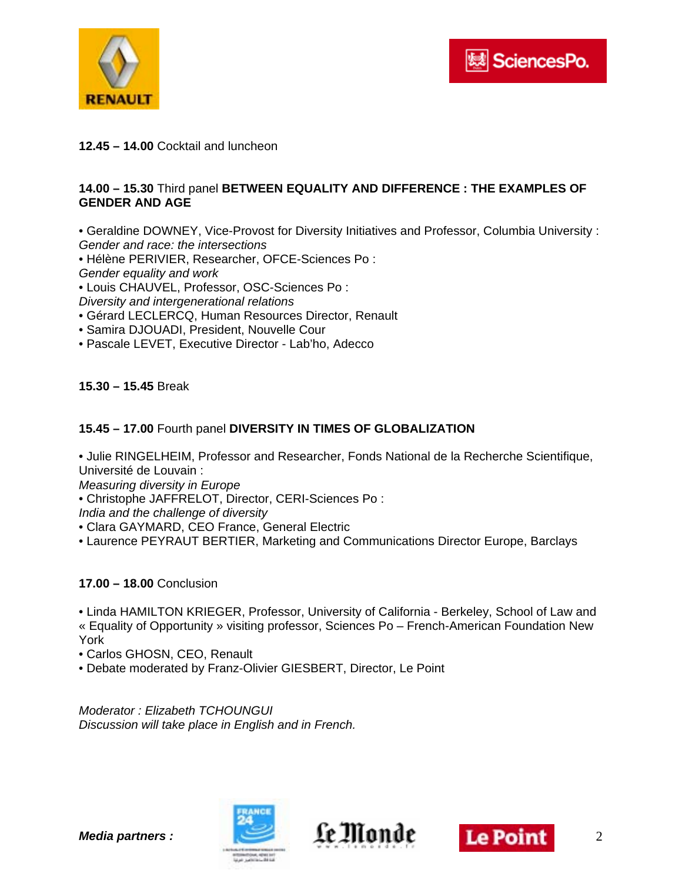**12.45 – 14.00** Cocktail and luncheon

**14.00 – 15.30** Third panel **BETWEEN EQUALITY AND DIFFERENCE : THE EXAMPLES OF GENDER AND AGE**

• Geraldine DOWNEY, Vice-Provost for Diversity Initiatives and Professor, Columbia University :
*Gender and race: the intersections*
• Hélène PERIVIER, Researcher, OFCE-Sciences Po :
*Gender equality and work*
• Louis CHAUVEL, Professor, OSC-Sciences Po :
*Diversity and intergenerational relations*
• Gérard LECLERCQ, Human Resources Director, Renault
• Samira DJOUADI, President, Nouvelle Cour
• Pascale LEVET, Executive Director - Lab'ho, Adecco

**15.30 – 15.45** Break

**15.45 – 17.00** Fourth panel **DIVERSITY IN TIMES OF GLOBALIZATION**

• Julie RINGELHEIM, Professor and Researcher, Fonds National de la Recherche Scientifique, Université de Louvain :
*Measuring diversity in Europe*
• Christophe JAFFRELOT, Director, CERI-Sciences Po :
*India and the challenge of diversity*
• Clara GAYMARD, CEO France, General Electric
• Laurence PEYRAUT BERTIER, Marketing and Communications Director Europe, Barclays

**17.00 – 18.00** Conclusion

• Linda HAMILTON KRIEGER, Professor, University of California - Berkeley, School of Law and « Equality of Opportunity » visiting professor, Sciences Po – French-American Foundation New York
• Carlos GHOSN, CEO, Renault
• Debate moderated by Franz-Olivier GIESBERT, Director, Le Point

*Moderator : Elizabeth TCHOUNGUI*
*Discussion will take place in English and in French.*

***Media partners :***